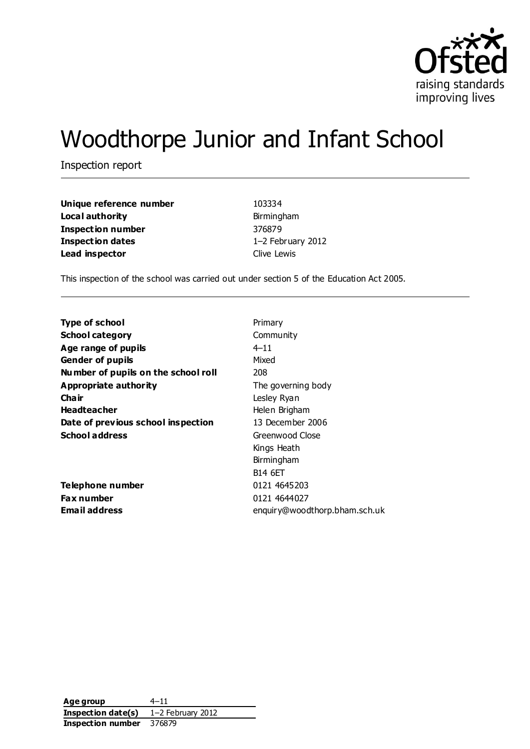Ofsted
raising standards
improving lives

# Woodthorpe Junior and Infant School

Inspection report

| | |
|---|---|
| **Unique reference number** | 103334 |
| **Local authority** | Birmingham |
| **Inspection number** | 376879 |
| **Inspection dates** | 1–2 February 2012 |
| **Lead inspector** | Clive Lewis |

This inspection of the school was carried out under section 5 of the Education Act 2005.

| | |
|---|---|
| **Type of school** | Primary |
| **School category** | Community |
| **Age range of pupils** | 4–11 |
| **Gender of pupils** | Mixed |
| **Number of pupils on the school roll** | 208 |
| **Appropriate authority** | The governing body |
| **Chair** | Lesley Ryan |
| **Headteacher** | Helen Brigham |
| **Date of previous school inspection** | 13 December 2006 |
| **School address** | Greenwood Close<br>Kings Heath<br>Birmingham<br>B14 6ET |
| **Telephone number** | 0121 4645203 |
| **Fax number** | 0121 4644027 |
| **Email address** | enquiry@woodthorp.bham.sch.uk |

| | |
|---|---|
| **Age group** | 4–11 |
| **Inspection date(s)** | 1–2 February 2012 |
| **Inspection number** | 376879 |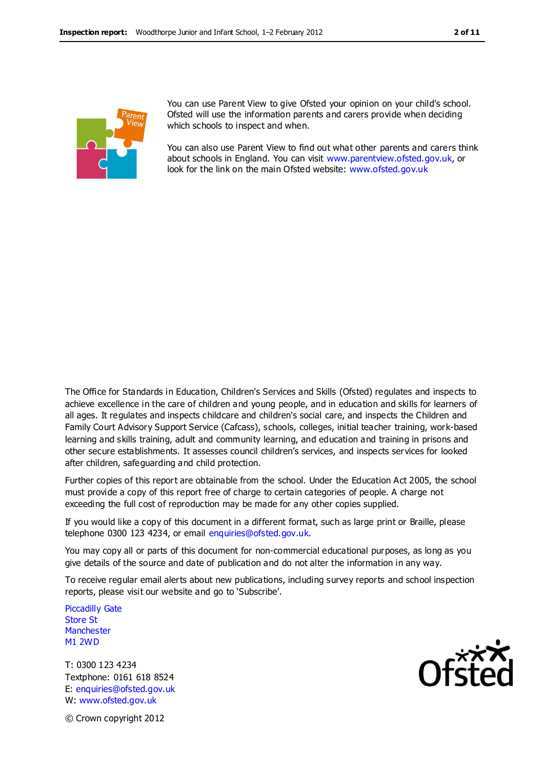You can use Parent View to give Ofsted your opinion on your child's school. Ofsted will use the information parents and carers provide when deciding which schools to inspect and when.

You can also use Parent View to find out what other parents and carers think about schools in England. You can visit www.parentview.ofsted.gov.uk, or look for the link on the main Ofsted website: www.ofsted.gov.uk

The Office for Standards in Education, Children's Services and Skills (Ofsted) regulates and inspects to achieve excellence in the care of children and young people, and in education and skills for learners of all ages. It regulates and inspects childcare and children's social care, and inspects the Children and Family Court Advisory Support Service (Cafcass), schools, colleges, initial teacher training, work-based learning and skills training, adult and community learning, and education and training in prisons and other secure establishments. It assesses council children's services, and inspects services for looked after children, safeguarding and child protection.

Further copies of this report are obtainable from the school. Under the Education Act 2005, the school must provide a copy of this report free of charge to certain categories of people. A charge not exceeding the full cost of reproduction may be made for any other copies supplied.

If you would like a copy of this document in a different format, such as large print or Braille, please telephone 0300 123 4234, or email enquiries@ofsted.gov.uk.

You may copy all or parts of this document for non-commercial educational purposes, as long as you give details of the source and date of publication and do not alter the information in any way.

To receive regular email alerts about new publications, including survey reports and school inspection reports, please visit our website and go to 'Subscribe'.

Piccadilly Gate
Store St
Manchester
M1 2WD

T: 0300 123 4234
Textphone: 0161 618 8524
E: enquiries@ofsted.gov.uk
W: www.ofsted.gov.uk

© Crown copyright 2012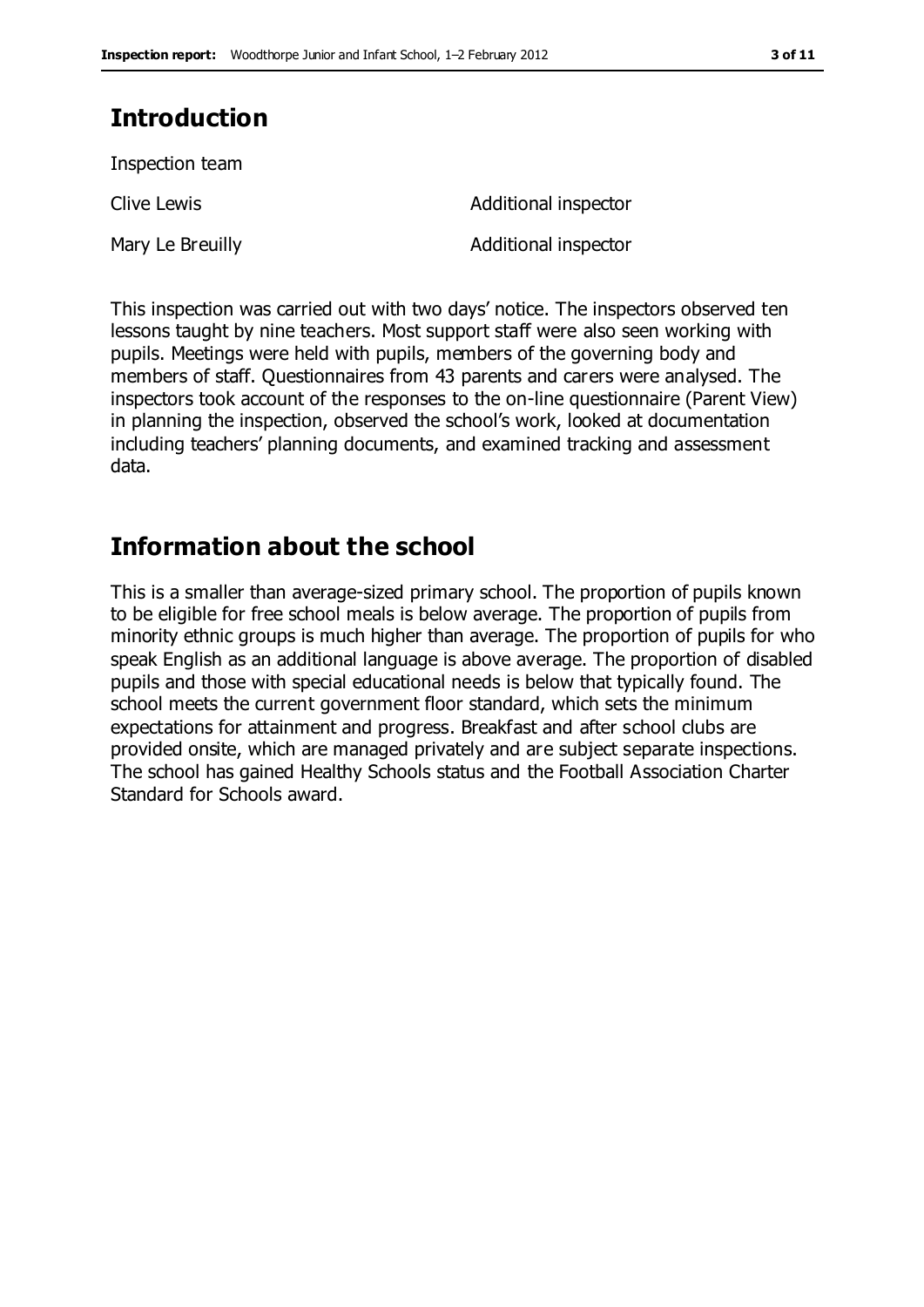## Introduction

Inspection team

| | |
|---|---|
| Clive Lewis | Additional inspector |
| Mary Le Breuilly | Additional inspector |

This inspection was carried out with two days' notice. The inspectors observed ten lessons taught by nine teachers. Most support staff were also seen working with pupils. Meetings were held with pupils, members of the governing body and members of staff. Questionnaires from 43 parents and carers were analysed. The inspectors took account of the responses to the on-line questionnaire (Parent View) in planning the inspection, observed the school's work, looked at documentation including teachers' planning documents, and examined tracking and assessment data.

## Information about the school

This is a smaller than average-sized primary school. The proportion of pupils known to be eligible for free school meals is below average. The proportion of pupils from minority ethnic groups is much higher than average. The proportion of pupils for who speak English as an additional language is above average. The proportion of disabled pupils and those with special educational needs is below that typically found. The school meets the current government floor standard, which sets the minimum expectations for attainment and progress. Breakfast and after school clubs are provided onsite, which are managed privately and are subject separate inspections. The school has gained Healthy Schools status and the Football Association Charter Standard for Schools award.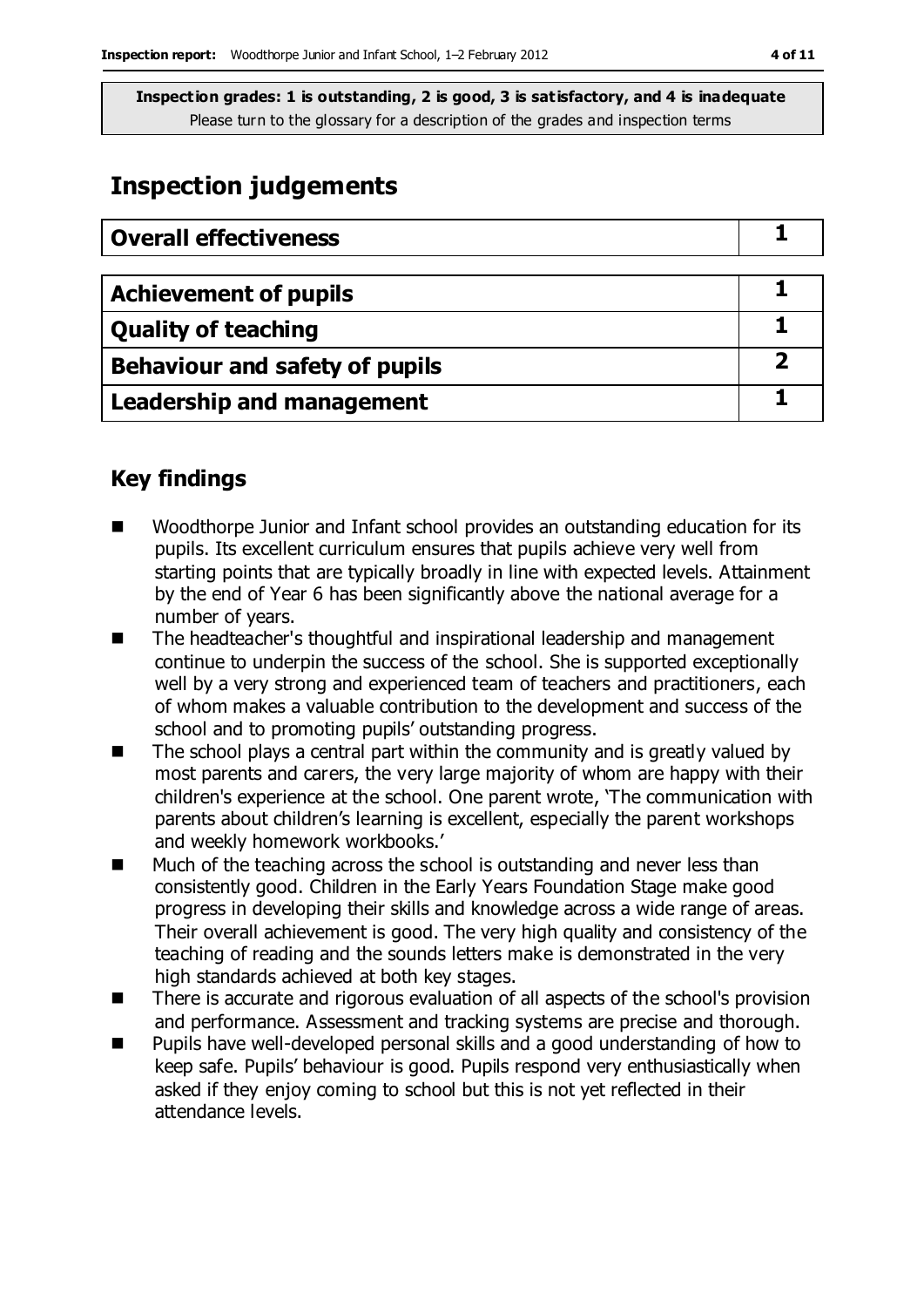**Inspection grades: 1 is outstanding, 2 is good, 3 is satisfactory, and 4 is inadequate**
Please turn to the glossary for a description of the grades and inspection terms

# Inspection judgements

| Overall effectiveness | 1 |
|---|---|
| **Achievement of pupils** | **1** |
| **Quality of teaching** | **1** |
| **Behaviour and safety of pupils** | **2** |
| **Leadership and management** | **1** |

## Key findings

- Woodthorpe Junior and Infant school provides an outstanding education for its pupils. Its excellent curriculum ensures that pupils achieve very well from starting points that are typically broadly in line with expected levels. Attainment by the end of Year 6 has been significantly above the national average for a number of years.
- The headteacher's thoughtful and inspirational leadership and management continue to underpin the success of the school. She is supported exceptionally well by a very strong and experienced team of teachers and practitioners, each of whom makes a valuable contribution to the development and success of the school and to promoting pupils' outstanding progress.
- The school plays a central part within the community and is greatly valued by most parents and carers, the very large majority of whom are happy with their children's experience at the school. One parent wrote, 'The communication with parents about children's learning is excellent, especially the parent workshops and weekly homework workbooks.'
- Much of the teaching across the school is outstanding and never less than consistently good. Children in the Early Years Foundation Stage make good progress in developing their skills and knowledge across a wide range of areas. Their overall achievement is good. The very high quality and consistency of the teaching of reading and the sounds letters make is demonstrated in the very high standards achieved at both key stages.
- There is accurate and rigorous evaluation of all aspects of the school's provision and performance. Assessment and tracking systems are precise and thorough.
- Pupils have well-developed personal skills and a good understanding of how to keep safe. Pupils' behaviour is good. Pupils respond very enthusiastically when asked if they enjoy coming to school but this is not yet reflected in their attendance levels.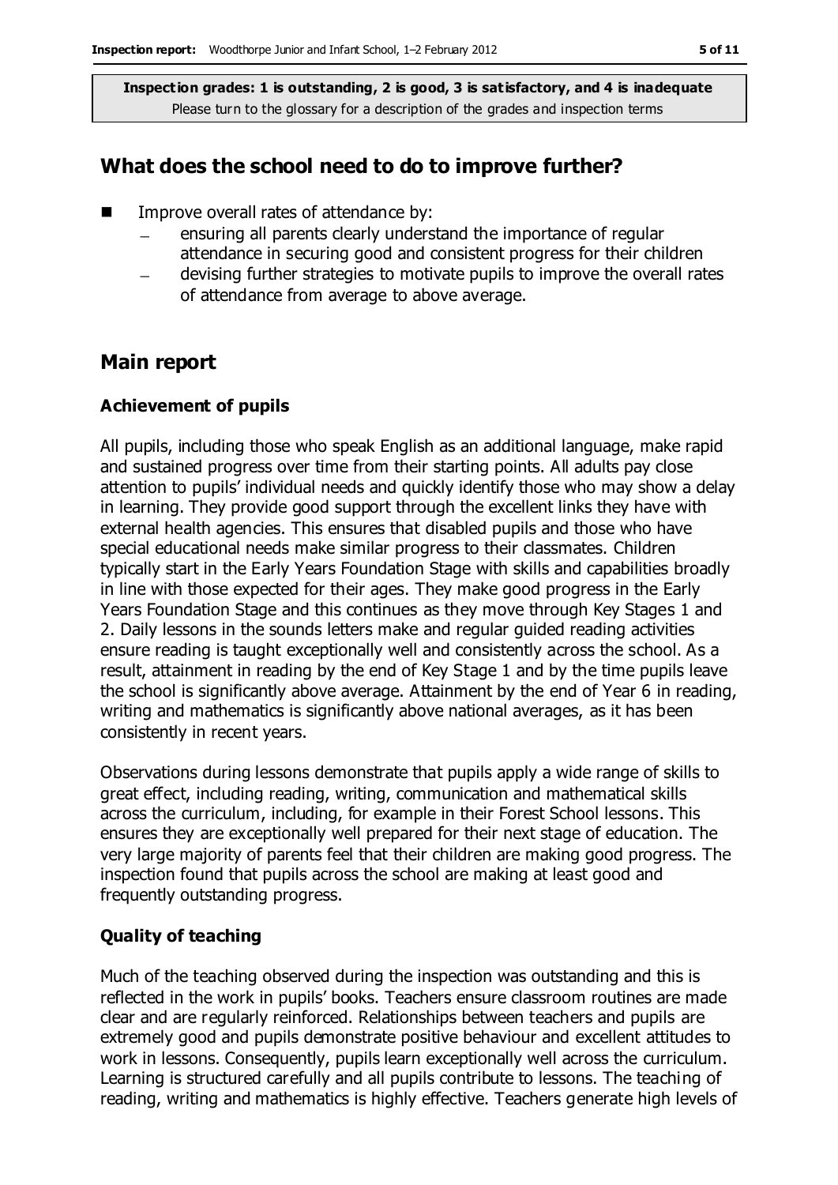**Inspection grades: 1 is outstanding, 2 is good, 3 is satisfactory, and 4 is inadequate**
Please turn to the glossary for a description of the grades and inspection terms

## What does the school need to do to improve further?

- Improve overall rates of attendance by:
  - ensuring all parents clearly understand the importance of regular attendance in securing good and consistent progress for their children
  - devising further strategies to motivate pupils to improve the overall rates of attendance from average to above average.

## Main report

### Achievement of pupils

All pupils, including those who speak English as an additional language, make rapid and sustained progress over time from their starting points. All adults pay close attention to pupils' individual needs and quickly identify those who may show a delay in learning. They provide good support through the excellent links they have with external health agencies. This ensures that disabled pupils and those who have special educational needs make similar progress to their classmates. Children typically start in the Early Years Foundation Stage with skills and capabilities broadly in line with those expected for their ages. They make good progress in the Early Years Foundation Stage and this continues as they move through Key Stages 1 and 2. Daily lessons in the sounds letters make and regular guided reading activities ensure reading is taught exceptionally well and consistently across the school. As a result, attainment in reading by the end of Key Stage 1 and by the time pupils leave the school is significantly above average. Attainment by the end of Year 6 in reading, writing and mathematics is significantly above national averages, as it has been consistently in recent years.

Observations during lessons demonstrate that pupils apply a wide range of skills to great effect, including reading, writing, communication and mathematical skills across the curriculum, including, for example in their Forest School lessons. This ensures they are exceptionally well prepared for their next stage of education. The very large majority of parents feel that their children are making good progress. The inspection found that pupils across the school are making at least good and frequently outstanding progress.

### Quality of teaching

Much of the teaching observed during the inspection was outstanding and this is reflected in the work in pupils' books. Teachers ensure classroom routines are made clear and are regularly reinforced. Relationships between teachers and pupils are extremely good and pupils demonstrate positive behaviour and excellent attitudes to work in lessons. Consequently, pupils learn exceptionally well across the curriculum. Learning is structured carefully and all pupils contribute to lessons. The teaching of reading, writing and mathematics is highly effective. Teachers generate high levels of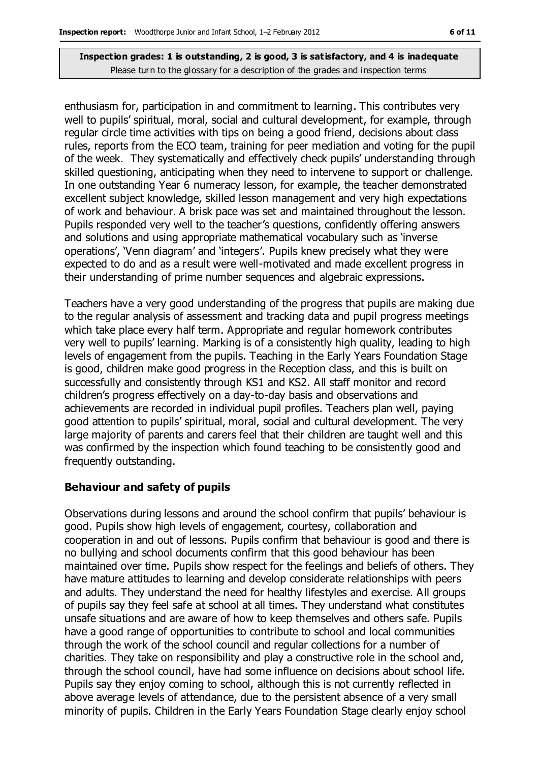enthusiasm for, participation in and commitment to learning. This contributes very well to pupils' spiritual, moral, social and cultural development, for example, through regular circle time activities with tips on being a good friend, decisions about class rules, reports from the ECO team, training for peer mediation and voting for the pupil of the week. They systematically and effectively check pupils' understanding through skilled questioning, anticipating when they need to intervene to support or challenge. In one outstanding Year 6 numeracy lesson, for example, the teacher demonstrated excellent subject knowledge, skilled lesson management and very high expectations of work and behaviour. A brisk pace was set and maintained throughout the lesson. Pupils responded very well to the teacher's questions, confidently offering answers and solutions and using appropriate mathematical vocabulary such as 'inverse operations', 'Venn diagram' and 'integers'. Pupils knew precisely what they were expected to do and as a result were well-motivated and made excellent progress in their understanding of prime number sequences and algebraic expressions.

Teachers have a very good understanding of the progress that pupils are making due to the regular analysis of assessment and tracking data and pupil progress meetings which take place every half term. Appropriate and regular homework contributes very well to pupils' learning. Marking is of a consistently high quality, leading to high levels of engagement from the pupils. Teaching in the Early Years Foundation Stage is good, children make good progress in the Reception class, and this is built on successfully and consistently through KS1 and KS2. All staff monitor and record children's progress effectively on a day-to-day basis and observations and achievements are recorded in individual pupil profiles. Teachers plan well, paying good attention to pupils' spiritual, moral, social and cultural development. The very large majority of parents and carers feel that their children are taught well and this was confirmed by the inspection which found teaching to be consistently good and frequently outstanding.

### Behaviour and safety of pupils

Observations during lessons and around the school confirm that pupils' behaviour is good. Pupils show high levels of engagement, courtesy, collaboration and cooperation in and out of lessons. Pupils confirm that behaviour is good and there is no bullying and school documents confirm that this good behaviour has been maintained over time. Pupils show respect for the feelings and beliefs of others. They have mature attitudes to learning and develop considerate relationships with peers and adults. They understand the need for healthy lifestyles and exercise. All groups of pupils say they feel safe at school at all times. They understand what constitutes unsafe situations and are aware of how to keep themselves and others safe. Pupils have a good range of opportunities to contribute to school and local communities through the work of the school council and regular collections for a number of charities. They take on responsibility and play a constructive role in the school and, through the school council, have had some influence on decisions about school life. Pupils say they enjoy coming to school, although this is not currently reflected in above average levels of attendance, due to the persistent absence of a very small minority of pupils. Children in the Early Years Foundation Stage clearly enjoy school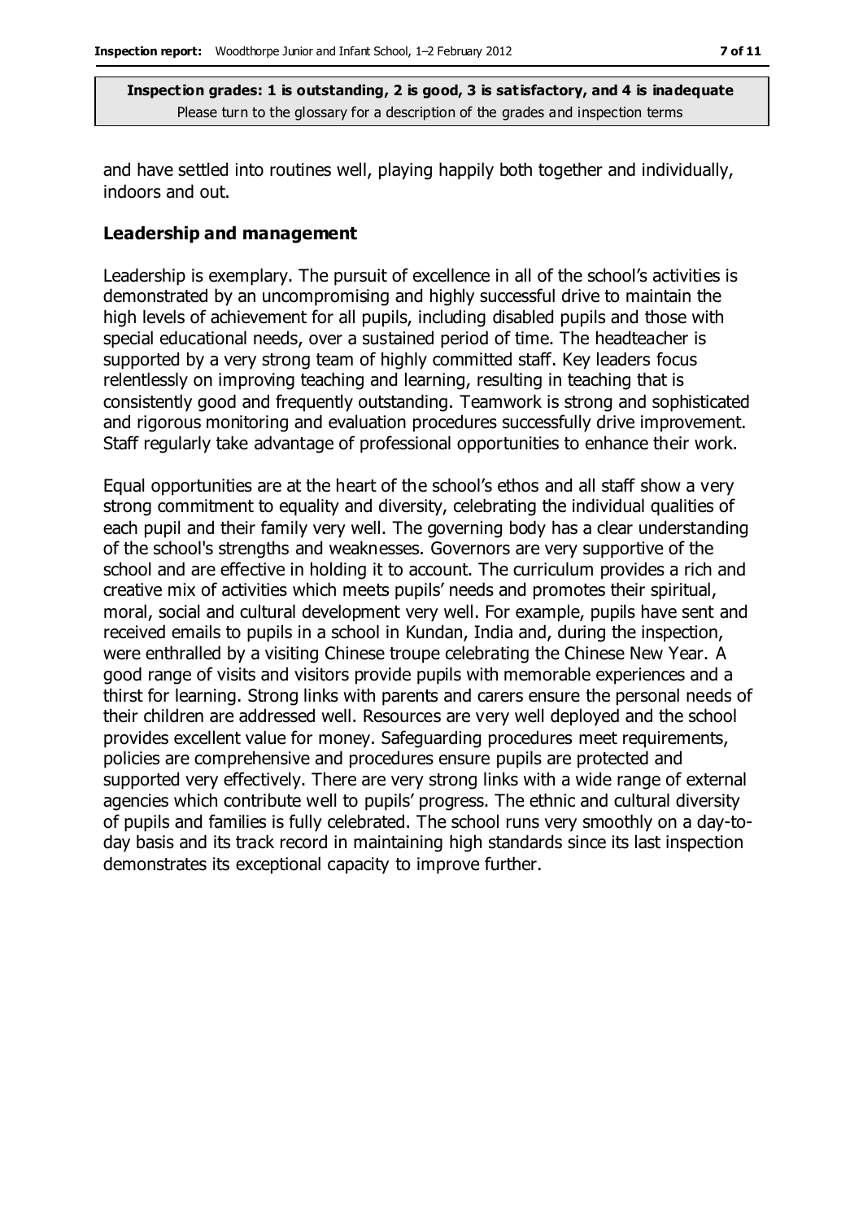and have settled into routines well, playing happily both together and individually, indoors and out.

### Leadership and management

Leadership is exemplary. The pursuit of excellence in all of the school's activities is demonstrated by an uncompromising and highly successful drive to maintain the high levels of achievement for all pupils, including disabled pupils and those with special educational needs, over a sustained period of time. The headteacher is supported by a very strong team of highly committed staff. Key leaders focus relentlessly on improving teaching and learning, resulting in teaching that is consistently good and frequently outstanding. Teamwork is strong and sophisticated and rigorous monitoring and evaluation procedures successfully drive improvement. Staff regularly take advantage of professional opportunities to enhance their work.

Equal opportunities are at the heart of the school's ethos and all staff show a very strong commitment to equality and diversity, celebrating the individual qualities of each pupil and their family very well. The governing body has a clear understanding of the school's strengths and weaknesses. Governors are very supportive of the school and are effective in holding it to account. The curriculum provides a rich and creative mix of activities which meets pupils' needs and promotes their spiritual, moral, social and cultural development very well. For example, pupils have sent and received emails to pupils in a school in Kundan, India and, during the inspection, were enthralled by a visiting Chinese troupe celebrating the Chinese New Year. A good range of visits and visitors provide pupils with memorable experiences and a thirst for learning. Strong links with parents and carers ensure the personal needs of their children are addressed well. Resources are very well deployed and the school provides excellent value for money. Safeguarding procedures meet requirements, policies are comprehensive and procedures ensure pupils are protected and supported very effectively. There are very strong links with a wide range of external agencies which contribute well to pupils' progress. The ethnic and cultural diversity of pupils and families is fully celebrated. The school runs very smoothly on a day-to-day basis and its track record in maintaining high standards since its last inspection demonstrates its exceptional capacity to improve further.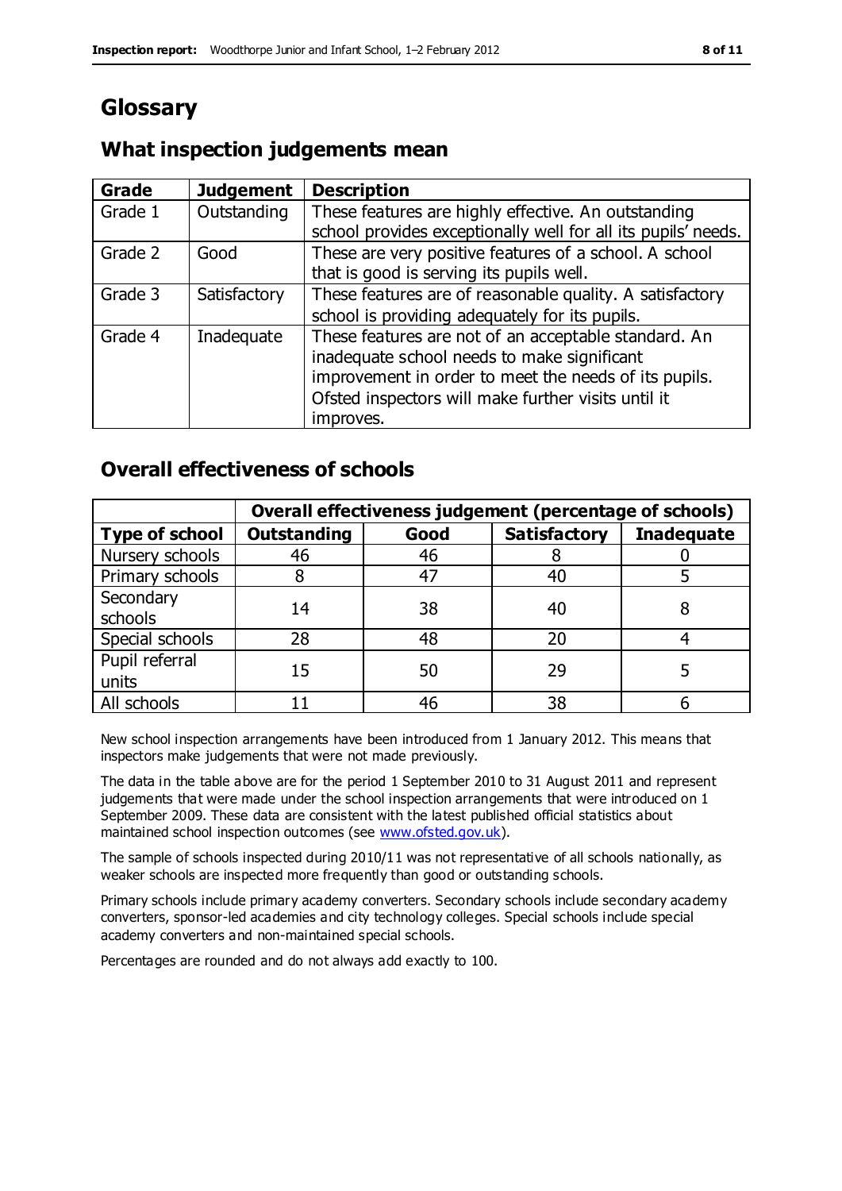# Glossary

## What inspection judgements mean

| Grade | Judgement | Description |
| --- | --- | --- |
| Grade 1 | Outstanding | These features are highly effective. An outstanding school provides exceptionally well for all its pupils' needs. |
| Grade 2 | Good | These are very positive features of a school. A school that is good is serving its pupils well. |
| Grade 3 | Satisfactory | These features are of reasonable quality. A satisfactory school is providing adequately for its pupils. |
| Grade 4 | Inadequate | These features are not of an acceptable standard. An inadequate school needs to make significant improvement in order to meet the needs of its pupils. Ofsted inspectors will make further visits until it improves. |

## Overall effectiveness of schools

| | Overall effectiveness judgement (percentage of schools) | | | |
| --- | --- | --- | --- | --- |
| **Type of school** | **Outstanding** | **Good** | **Satisfactory** | **Inadequate** |
| Nursery schools | 46 | 46 | 8 | 0 |
| Primary schools | 8 | 47 | 40 | 5 |
| Secondary schools | 14 | 38 | 40 | 8 |
| Special schools | 28 | 48 | 20 | 4 |
| Pupil referral units | 15 | 50 | 29 | 5 |
| All schools | 11 | 46 | 38 | 6 |

New school inspection arrangements have been introduced from 1 January 2012. This means that inspectors make judgements that were not made previously.

The data in the table above are for the period 1 September 2010 to 31 August 2011 and represent judgements that were made under the school inspection arrangements that were introduced on 1 September 2009. These data are consistent with the latest published official statistics about maintained school inspection outcomes (see www.ofsted.gov.uk).

The sample of schools inspected during 2010/11 was not representative of all schools nationally, as weaker schools are inspected more frequently than good or outstanding schools.

Primary schools include primary academy converters. Secondary schools include secondary academy converters, sponsor-led academies and city technology colleges. Special schools include special academy converters and non-maintained special schools.

Percentages are rounded and do not always add exactly to 100.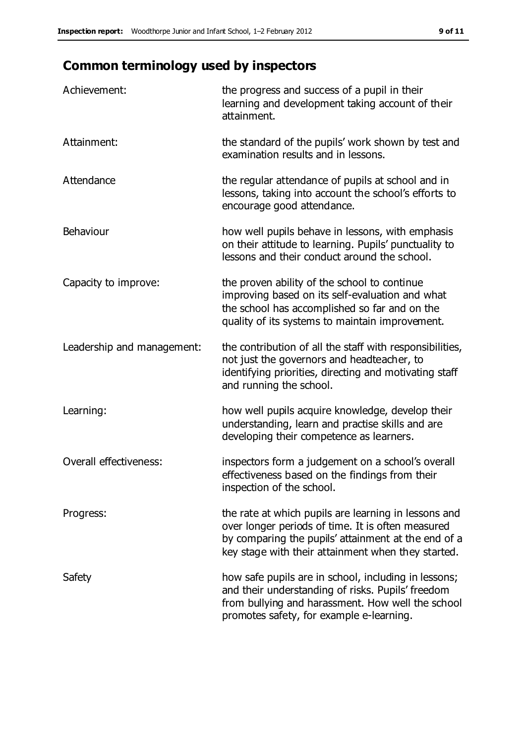## Common terminology used by inspectors

| | |
|---|---|
| Achievement: | the progress and success of a pupil in their learning and development taking account of their attainment. |
| Attainment: | the standard of the pupils' work shown by test and examination results and in lessons. |
| Attendance | the regular attendance of pupils at school and in lessons, taking into account the school's efforts to encourage good attendance. |
| Behaviour | how well pupils behave in lessons, with emphasis on their attitude to learning. Pupils' punctuality to lessons and their conduct around the school. |
| Capacity to improve: | the proven ability of the school to continue improving based on its self-evaluation and what the school has accomplished so far and on the quality of its systems to maintain improvement. |
| Leadership and management: | the contribution of all the staff with responsibilities, not just the governors and headteacher, to identifying priorities, directing and motivating staff and running the school. |
| Learning: | how well pupils acquire knowledge, develop their understanding, learn and practise skills and are developing their competence as learners. |
| Overall effectiveness: | inspectors form a judgement on a school's overall effectiveness based on the findings from their inspection of the school. |
| Progress: | the rate at which pupils are learning in lessons and over longer periods of time. It is often measured by comparing the pupils' attainment at the end of a key stage with their attainment when they started. |
| Safety | how safe pupils are in school, including in lessons; and their understanding of risks. Pupils' freedom from bullying and harassment. How well the school promotes safety, for example e-learning. |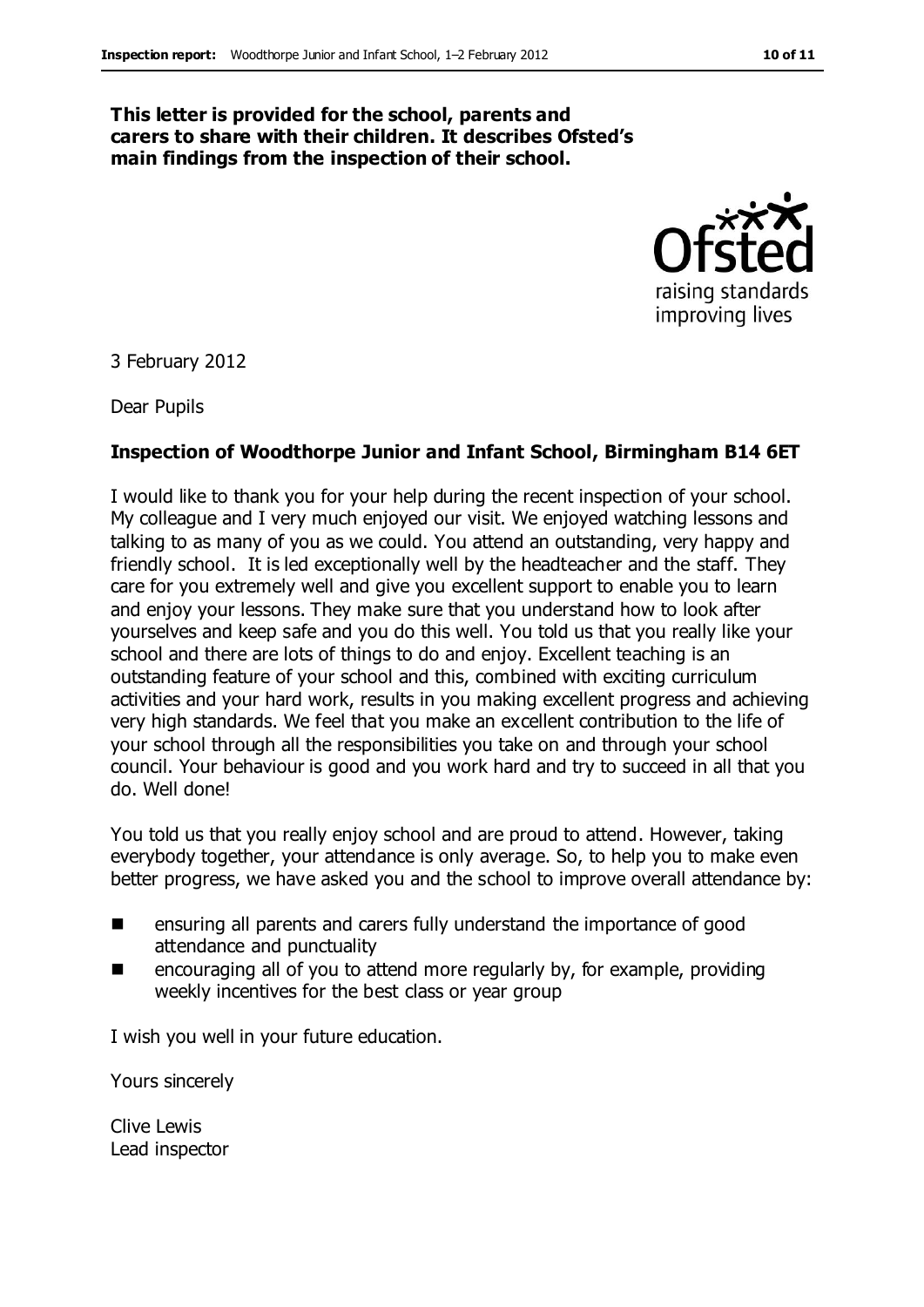**This letter is provided for the school, parents and carers to share with their children. It describes Ofsted's main findings from the inspection of their school.**

3 February 2012

Dear Pupils

**Inspection of Woodthorpe Junior and Infant School, Birmingham B14 6ET**

I would like to thank you for your help during the recent inspection of your school. My colleague and I very much enjoyed our visit. We enjoyed watching lessons and talking to as many of you as we could. You attend an outstanding, very happy and friendly school. It is led exceptionally well by the headteacher and the staff. They care for you extremely well and give you excellent support to enable you to learn and enjoy your lessons. They make sure that you understand how to look after yourselves and keep safe and you do this well. You told us that you really like your school and there are lots of things to do and enjoy. Excellent teaching is an outstanding feature of your school and this, combined with exciting curriculum activities and your hard work, results in you making excellent progress and achieving very high standards. We feel that you make an excellent contribution to the life of your school through all the responsibilities you take on and through your school council. Your behaviour is good and you work hard and try to succeed in all that you do. Well done!

You told us that you really enjoy school and are proud to attend. However, taking everybody together, your attendance is only average. So, to help you to make even better progress, we have asked you and the school to improve overall attendance by:

- ensuring all parents and carers fully understand the importance of good attendance and punctuality
- encouraging all of you to attend more regularly by, for example, providing weekly incentives for the best class or year group

I wish you well in your future education.

Yours sincerely

Clive Lewis
Lead inspector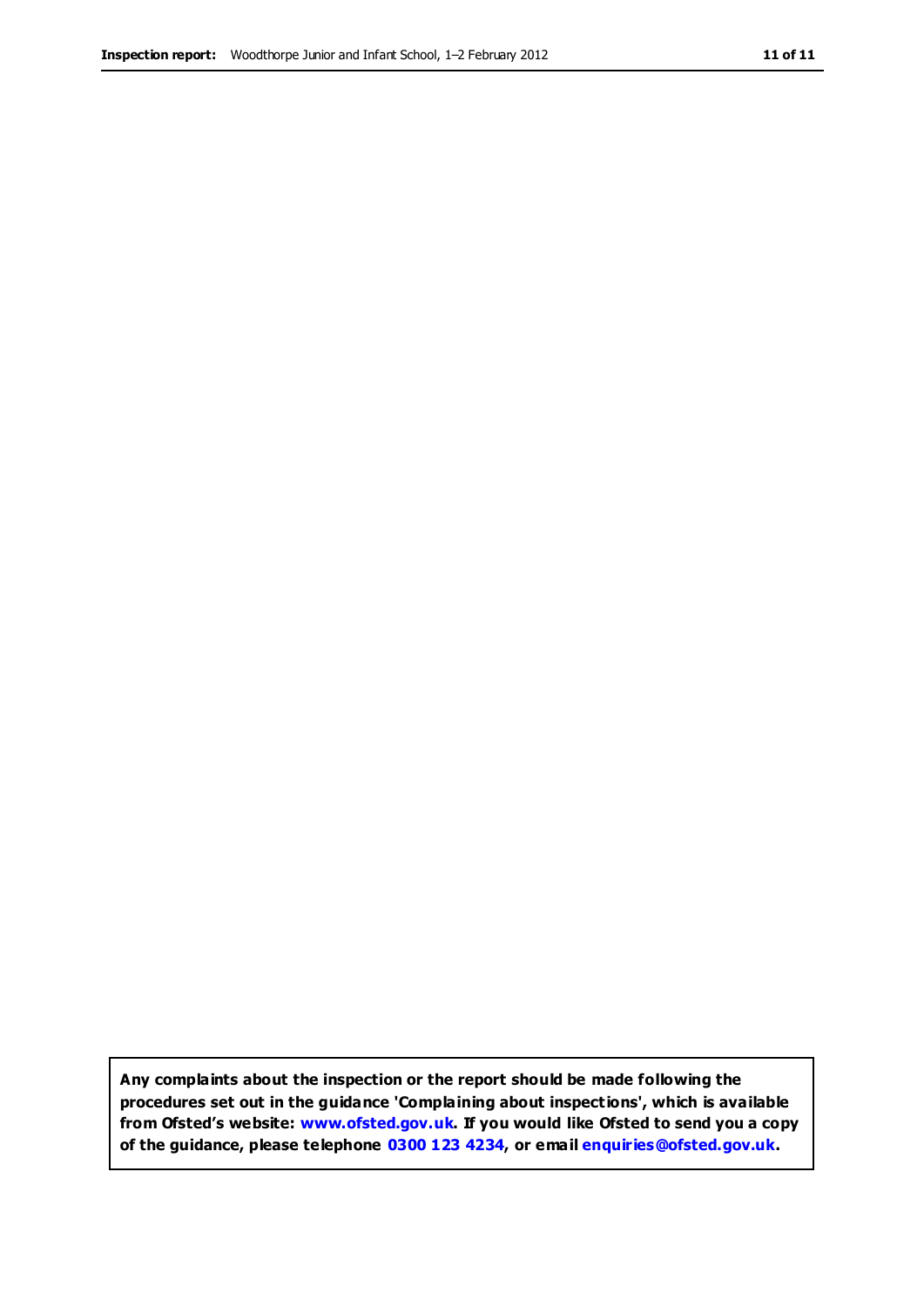**Any complaints about the inspection or the report should be made following the procedures set out in the guidance 'Complaining about inspections', which is available from Ofsted's website: www.ofsted.gov.uk. If you would like Ofsted to send you a copy of the guidance, please telephone 0300 123 4234, or email enquiries@ofsted.gov.uk.**